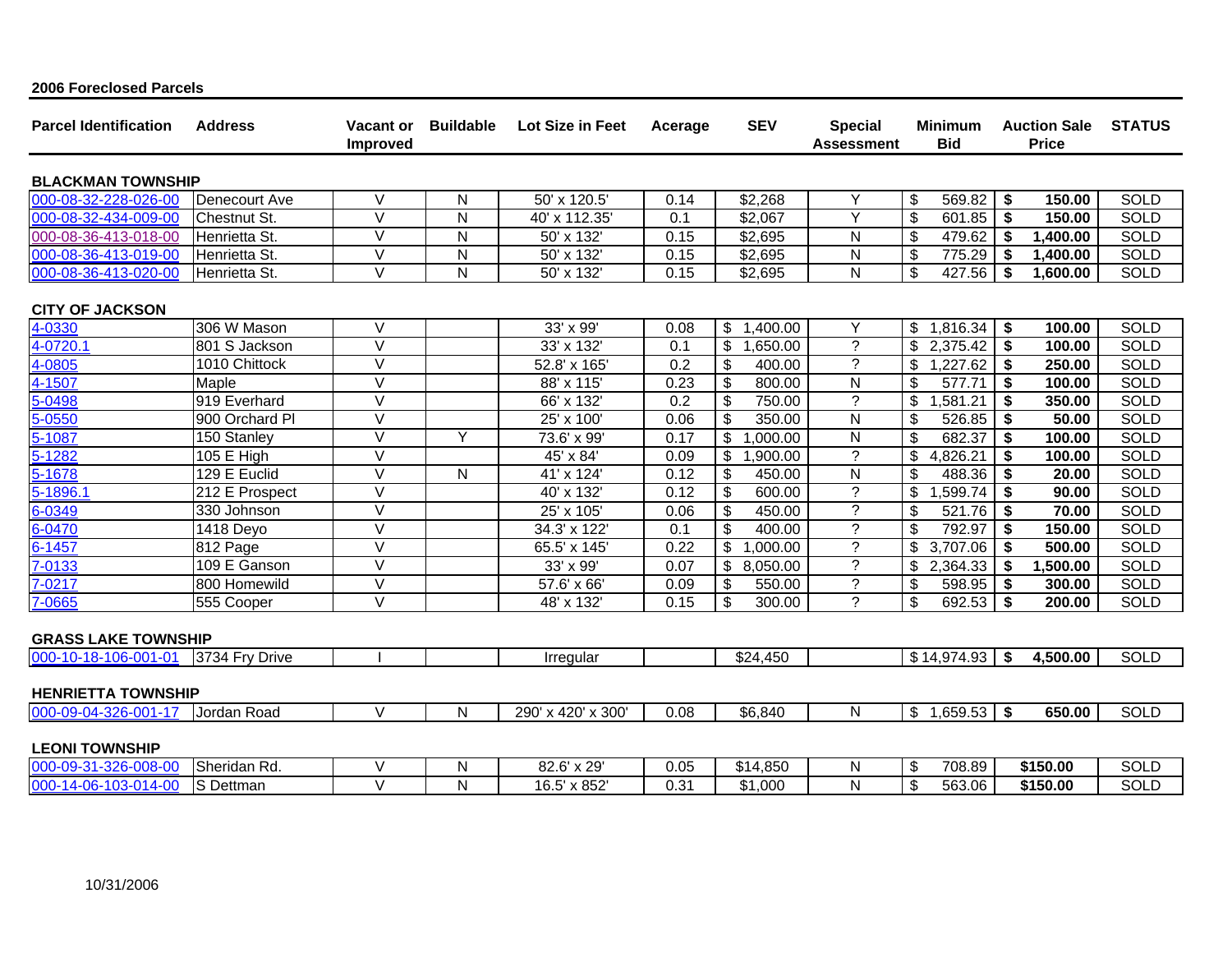**2006 Foreclosed Parcels**

| Parcel Identification | Address | Vacant or Improved | Buildable | Lot Size in Feet | Acerage | SEV | Special Assessment | Minimum Bid | Auction Sale Price | STATUS |
|---|---|---|---|---|---|---|---|---|---|---|
| **BLACKMAN TOWNSHIP** | | | | | | | | | | |
| 000-08-32-228-026-00 | Denecourt Ave | V | N | 50' x 120.5' | 0.14 | $2,268 | Y | $ 569.82 | **$ 150.00** | SOLD |
| 000-08-32-434-009-00 | Chestnut St. | V | N | 40' x 112.35' | 0.1 | $2,067 | Y | $ 601.85 | **$ 150.00** | SOLD |
| 000-08-36-413-018-00 | Henrietta St. | V | N | 50' x 132' | 0.15 | $2,695 | N | $ 479.62 | **$ 1,400.00** | SOLD |
| 000-08-36-413-019-00 | Henrietta St. | V | N | 50' x 132' | 0.15 | $2,695 | N | $ 775.29 | **$ 1,400.00** | SOLD |
| 000-08-36-413-020-00 | Henrietta St. | V | N | 50' x 132' | 0.15 | $2,695 | N | $ 427.56 | **$ 1,600.00** | SOLD |
| **CITY OF JACKSON** | | | | | | | | | | |
| 4-0330 | 306 W Mason | V | | 33' x 99' | 0.08 | $ 1,400.00 | Y | $ 1,816.34 | **$ 100.00** | SOLD |
| 4-0720.1 | 801 S Jackson | V | | 33' x 132' | 0.1 | $ 1,650.00 | ? | $ 2,375.42 | **$ 100.00** | SOLD |
| 4-0805 | 1010 Chittock | V | | 52.8' x 165' | 0.2 | $ 400.00 | ? | $ 1,227.62 | **$ 250.00** | SOLD |
| 4-1507 | Maple | V | | 88' x 115' | 0.23 | $ 800.00 | N | $ 577.71 | **$ 100.00** | SOLD |
| 5-0498 | 919 Everhard | V | | 66' x 132' | 0.2 | $ 750.00 | ? | $ 1,581.21 | **$ 350.00** | SOLD |
| 5-0550 | 900 Orchard Pl | V | | 25' x 100' | 0.06 | $ 350.00 | N | $ 526.85 | **$ 50.00** | SOLD |
| 5-1087 | 150 Stanley | V | Y | 73.6' x 99' | 0.17 | $ 1,000.00 | N | $ 682.37 | **$ 100.00** | SOLD |
| 5-1282 | 105 E High | V | | 45' x 84' | 0.09 | $ 1,900.00 | ? | $ 4,826.21 | **$ 100.00** | SOLD |
| 5-1678 | 129 E Euclid | V | N | 41' x 124' | 0.12 | $ 450.00 | N | $ 488.36 | **$ 20.00** | SOLD |
| 5-1896.1 | 212 E Prospect | V | | 40' x 132' | 0.12 | $ 600.00 | ? | $ 1,599.74 | **$ 90.00** | SOLD |
| 6-0349 | 330 Johnson | V | | 25' x 105' | 0.06 | $ 450.00 | ? | $ 521.76 | **$ 70.00** | SOLD |
| 6-0470 | 1418 Deyo | V | | 34.3' x 122' | 0.1 | $ 400.00 | ? | $ 792.97 | **$ 150.00** | SOLD |
| 6-1457 | 812 Page | V | | 65.5' x 145' | 0.22 | $ 1,000.00 | ? | $ 3,707.06 | **$ 500.00** | SOLD |
| 7-0133 | 109 E Ganson | V | | 33' x 99' | 0.07 | $ 8,050.00 | ? | $ 2,364.33 | **$ 1,500.00** | SOLD |
| 7-0217 | 800 Homewild | V | | 57.6' x 66' | 0.09 | $ 550.00 | ? | $ 598.95 | **$ 300.00** | SOLD |
| 7-0665 | 555 Cooper | V | | 48' x 132' | 0.15 | $ 300.00 | ? | $ 692.53 | **$ 200.00** | SOLD |
| **GRASS LAKE TOWNSHIP** | | | | | | | | | | |
| 000-10-18-106-001-01 | 3734 Fry Drive | I | | Irregular | | $24,450 | | $ 14,974.93 | **$ 4,500.00** | SOLD |
| **HENRIETTA TOWNSHIP** | | | | | | | | | | |
| 000-09-04-326-001-17 | Jordan Road | V | N | 290' x 420' x 300' | 0.08 | $6,840 | N | $ 1,659.53 | **$ 650.00** | SOLD |
| **LEONI TOWNSHIP** | | | | | | | | | | |
| 000-09-31-326-008-00 | Sheridan Rd. | V | N | 82.6' x 29' | 0.05 | $14,850 | N | $ 708.89 | **$150.00** | SOLD |
| 000-14-06-103-014-00 | S Dettman | V | N | 16.5' x 852' | 0.31 | $1,000 | N | $ 563.06 | **$150.00** | SOLD |

10/31/2006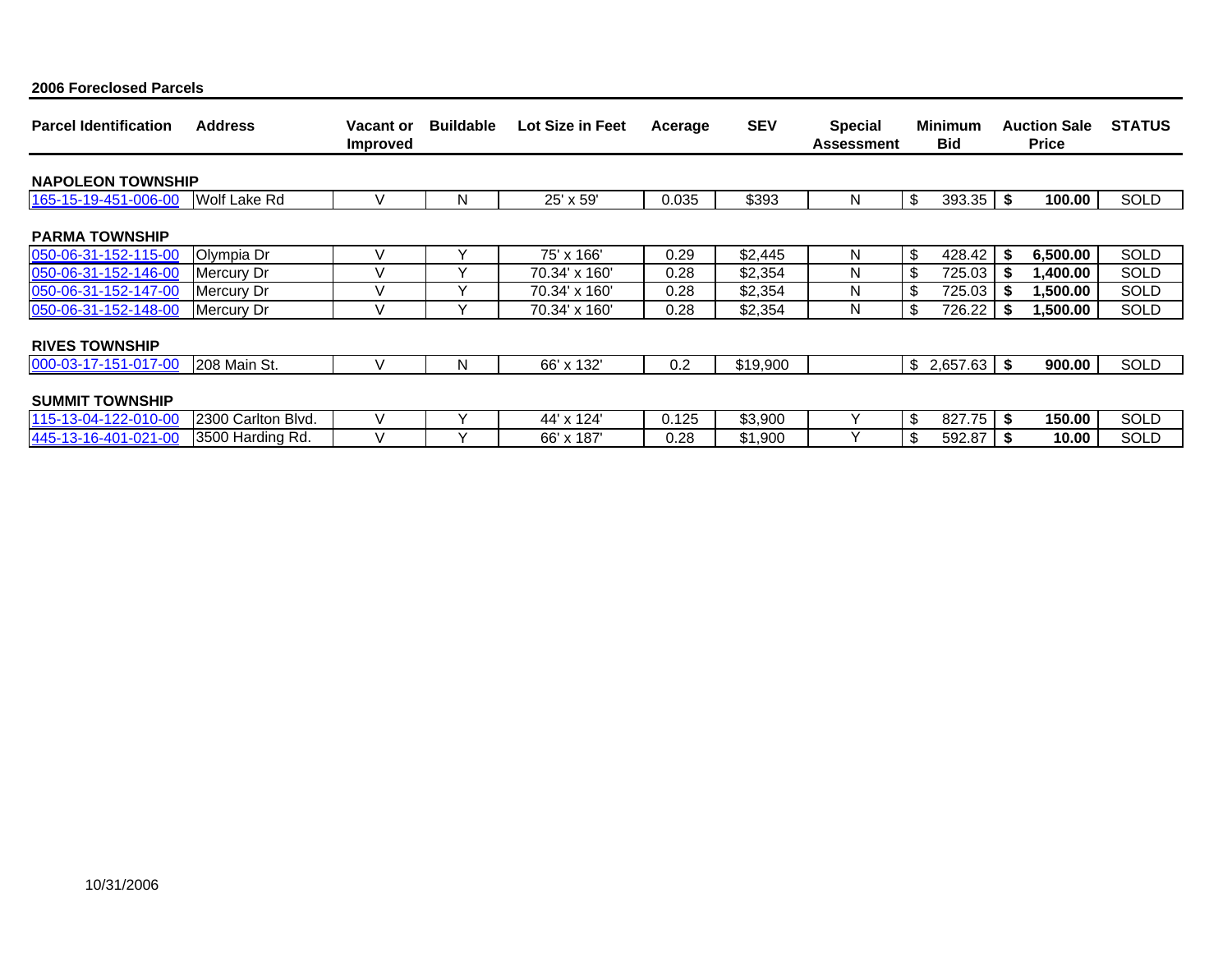**2006 Foreclosed Parcels**

| Parcel Identification | Address | Vacant or Improved | Buildable | Lot Size in Feet | Acerage | SEV | Special Assessment | Minimum Bid | Auction Sale Price | STATUS |
|---|---|---|---|---|---|---|---|---|---|---|
| **NAPOLEON TOWNSHIP** | | | | | | | | | | |
| 165-15-19-451-006-00 | Wolf Lake Rd | V | N | 25' x 59' | 0.035 | $393 | N | $ 393.35 | **$ 100.00** | SOLD |
| **PARMA TOWNSHIP** | | | | | | | | | | |
| 050-06-31-152-115-00 | Olympia Dr | V | Y | 75' x 166' | 0.29 | $2,445 | N | $ 428.42 | **$ 6,500.00** | SOLD |
| 050-06-31-152-146-00 | Mercury Dr | V | Y | 70.34' x 160' | 0.28 | $2,354 | N | $ 725.03 | **$ 1,400.00** | SOLD |
| 050-06-31-152-147-00 | Mercury Dr | V | Y | 70.34' x 160' | 0.28 | $2,354 | N | $ 725.03 | **$ 1,500.00** | SOLD |
| 050-06-31-152-148-00 | Mercury Dr | V | Y | 70.34' x 160' | 0.28 | $2,354 | N | $ 726.22 | **$ 1,500.00** | SOLD |
| **RIVES TOWNSHIP** | | | | | | | | | | |
| 000-03-17-151-017-00 | 208 Main St. | V | N | 66' x 132' | 0.2 | $19,900 | | $ 2,657.63 | **$ 900.00** | SOLD |
| **SUMMIT TOWNSHIP** | | | | | | | | | | |
| 115-13-04-122-010-00 | 2300 Carlton Blvd. | V | Y | 44' x 124' | 0.125 | $3,900 | Y | $ 827.75 | **$ 150.00** | SOLD |
| 445-13-16-401-021-00 | 3500 Harding Rd. | V | Y | 66' x 187' | 0.28 | $1,900 | Y | $ 592.87 | **$ 10.00** | SOLD |

10/31/2006